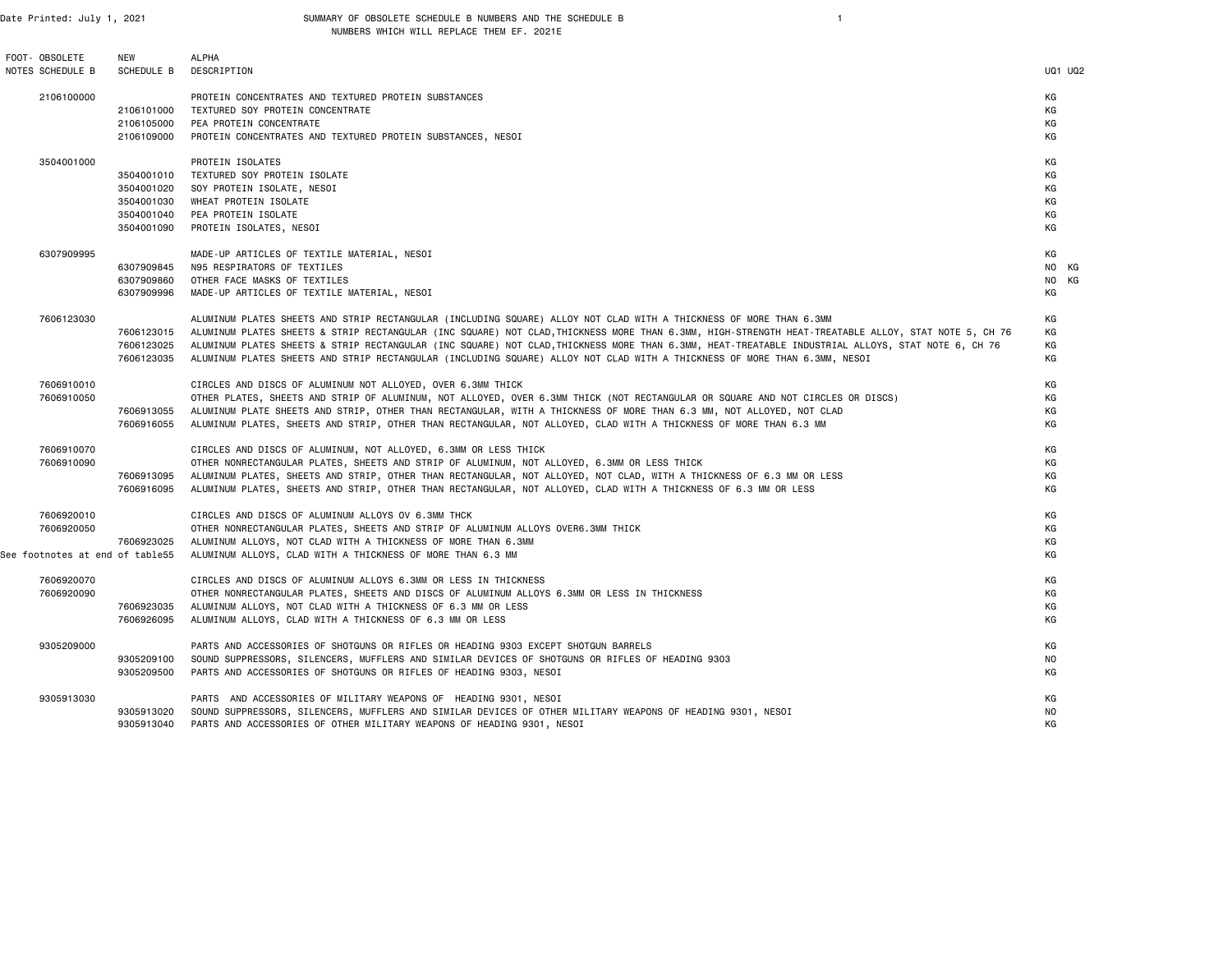Date Printed: July 1, 2021

# SUMMARY OF OBSOLETE SCHEDULE B NUMBERS AND THE SCHEDULE B NUMBERS WHICH WILL REPLACE THEM EF. 2021E

| FOOT- NOTES | OBSOLETE SCHEDULE B | NEW SCHEDULE B | ALPHA DESCRIPTION | UQ1 | UQ2 |
|---|---|---|---|---|---|
| | 2106100000 | | PROTEIN CONCENTRATES AND TEXTURED PROTEIN SUBSTANCES | KG | |
| | | 2106101000 | TEXTURED SOY PROTEIN CONCENTRATE | KG | |
| | | 2106105000 | PEA PROTEIN CONCENTRATE | KG | |
| | | 2106109000 | PROTEIN CONCENTRATES AND TEXTURED PROTEIN SUBSTANCES, NESOI | KG | |
| | 3504001000 | | PROTEIN ISOLATES | KG | |
| | | 3504001010 | TEXTURED SOY PROTEIN ISOLATE | KG | |
| | | 3504001020 | SOY PROTEIN ISOLATE, NESOI | KG | |
| | | 3504001030 | WHEAT PROTEIN ISOLATE | KG | |
| | | 3504001040 | PEA PROTEIN ISOLATE | KG | |
| | | 3504001090 | PROTEIN ISOLATES, NESOI | KG | |
| | 6307909995 | | MADE-UP ARTICLES OF TEXTILE MATERIAL, NESOI | KG | |
| | | 6307909845 | N95 RESPIRATORS OF TEXTILES | NO | KG |
| | | 6307909860 | OTHER FACE MASKS OF TEXTILES | NO | KG |
| | | 6307909996 | MADE-UP ARTICLES OF TEXTILE MATERIAL, NESOI | KG | |
| | 7606123030 | | ALUMINUM PLATES SHEETS AND STRIP RECTANGULAR (INCLUDING SQUARE) ALLOY NOT CLAD WITH A THICKNESS OF MORE THAN 6.3MM | KG | |
| | | 7606123015 | ALUMINUM PLATES SHEETS & STRIP RECTANGULAR (INC SQUARE) NOT CLAD,THICKNESS MORE THAN 6.3MM, HIGH-STRENGTH HEAT-TREATABLE ALLOY, STAT NOTE 5, CH 76 | KG | |
| | | 7606123025 | ALUMINUM PLATES SHEETS & STRIP RECTANGULAR (INC SQUARE) NOT CLAD,THICKNESS MORE THAN 6.3MM, HEAT-TREATABLE INDUSTRIAL ALLOYS, STAT NOTE 6, CH 76 | KG | |
| | | 7606123035 | ALUMINUM PLATES SHEETS AND STRIP RECTANGULAR (INCLUDING SQUARE) ALLOY NOT CLAD WITH A THICKNESS OF MORE THAN 6.3MM, NESOI | KG | |
| | 7606910010 | | CIRCLES AND DISCS OF ALUMINUM NOT ALLOYED, OVER 6.3MM THICK | KG | |
| | 7606910050 | | OTHER PLATES, SHEETS AND STRIP OF ALUMINUM, NOT ALLOYED, OVER 6.3MM THICK (NOT RECTANGULAR OR SQUARE AND NOT CIRCLES OR DISCS) | KG | |
| | | 7606913055 | ALUMINUM PLATE SHEETS AND STRIP, OTHER THAN RECTANGULAR, WITH A THICKNESS OF MORE THAN 6.3 MM, NOT ALLOYED, NOT CLAD | KG | |
| | | 7606916055 | ALUMINUM PLATES, SHEETS AND STRIP, OTHER THAN RECTANGULAR, NOT ALLOYED, CLAD WITH A THICKNESS OF MORE THAN 6.3 MM | KG | |
| | 7606910070 | | CIRCLES AND DISCS OF ALUMINUM, NOT ALLOYED, 6.3MM OR LESS THICK | KG | |
| | 7606910090 | | OTHER NONRECTANGULAR PLATES, SHEETS AND STRIP OF ALUMINUM, NOT ALLOYED, 6.3MM OR LESS THICK | KG | |
| | | 7606913095 | ALUMINUM PLATES, SHEETS AND STRIP, OTHER THAN RECTANGULAR, NOT ALLOYED, NOT CLAD, WITH A THICKNESS OF 6.3 MM OR LESS | KG | |
| | | 7606916095 | ALUMINUM PLATES, SHEETS AND STRIP, OTHER THAN RECTANGULAR, NOT ALLOYED, CLAD WITH A THICKNESS OF 6.3 MM OR LESS | KG | |
| | 7606920010 | | CIRCLES AND DISCS OF ALUMINUM ALLOYS OV 6.3MM THCK | KG | |
| | 7606920050 | | OTHER NONRECTANGULAR PLATES, SHEETS AND STRIP OF ALUMINUM ALLOYS OVER6.3MM THICK | KG | |
| | | 7606923025 | ALUMINUM ALLOYS, NOT CLAD WITH A THICKNESS OF MORE THAN 6.3MM | KG | |
| See footnotes at end of table | | 55 | ALUMINUM ALLOYS, CLAD WITH A THICKNESS OF MORE THAN 6.3 MM | KG | |
| | 7606920070 | | CIRCLES AND DISCS OF ALUMINUM ALLOYS 6.3MM OR LESS IN THICKNESS | KG | |
| | 7606920090 | | OTHER NONRECTANGULAR PLATES, SHEETS AND DISCS OF ALUMINUM ALLOYS 6.3MM OR LESS IN THICKNESS | KG | |
| | | 7606923035 | ALUMINUM ALLOYS, NOT CLAD WITH A THICKNESS OF 6.3 MM OR LESS | KG | |
| | | 7606926095 | ALUMINUM ALLOYS, CLAD WITH A THICKNESS OF 6.3 MM OR LESS | KG | |
| | 9305209000 | | PARTS AND ACCESSORIES OF SHOTGUNS OR RIFLES OR HEADING 9303 EXCEPT SHOTGUN BARRELS | KG | |
| | | 9305209100 | SOUND SUPPRESSORS, SILENCERS, MUFFLERS AND SIMILAR DEVICES OF SHOTGUNS OR RIFLES OF HEADING 9303 | NO | |
| | | 9305209500 | PARTS AND ACCESSORIES OF SHOTGUNS OR RIFLES OF HEADING 9303, NESOI | KG | |
| | 9305913030 | | PARTS AND ACCESSORIES OF MILITARY WEAPONS OF HEADING 9301, NESOI | KG | |
| | | 9305913020 | SOUND SUPPRESSORS, SILENCERS, MUFFLERS AND SIMILAR DEVICES OF OTHER MILITARY WEAPONS OF HEADING 9301, NESOI | NO | |
| | | 9305913040 | PARTS AND ACCESSORIES OF OTHER MILITARY WEAPONS OF HEADING 9301, NESOI | KG | |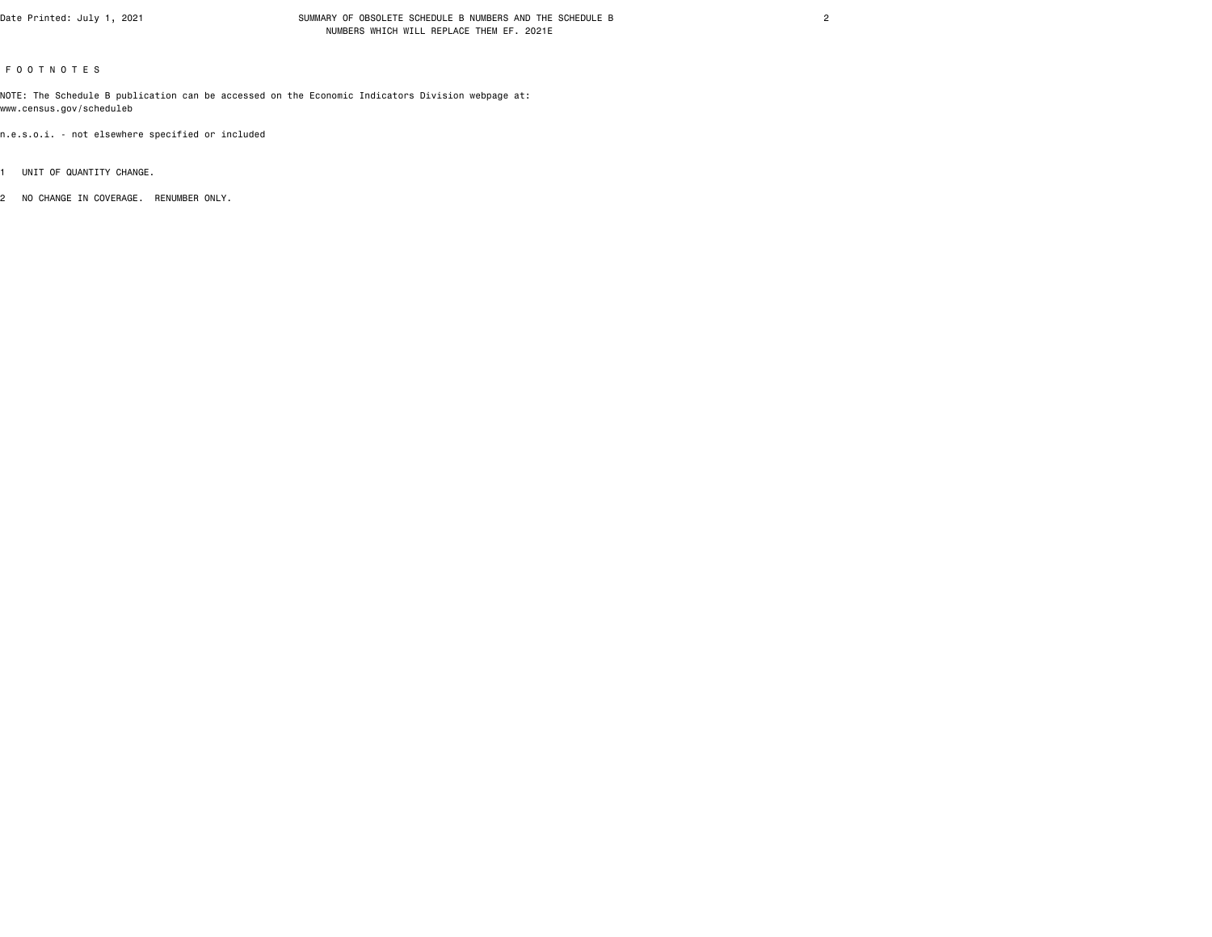## F O O T N O T E S

NOTE: The Schedule B publication can be accessed on the Economic Indicators Division webpage at:
www.census.gov/scheduleb

n.e.s.o.i. - not elsewhere specified or included

1 UNIT OF QUANTITY CHANGE.

2 NO CHANGE IN COVERAGE. RENUMBER ONLY.